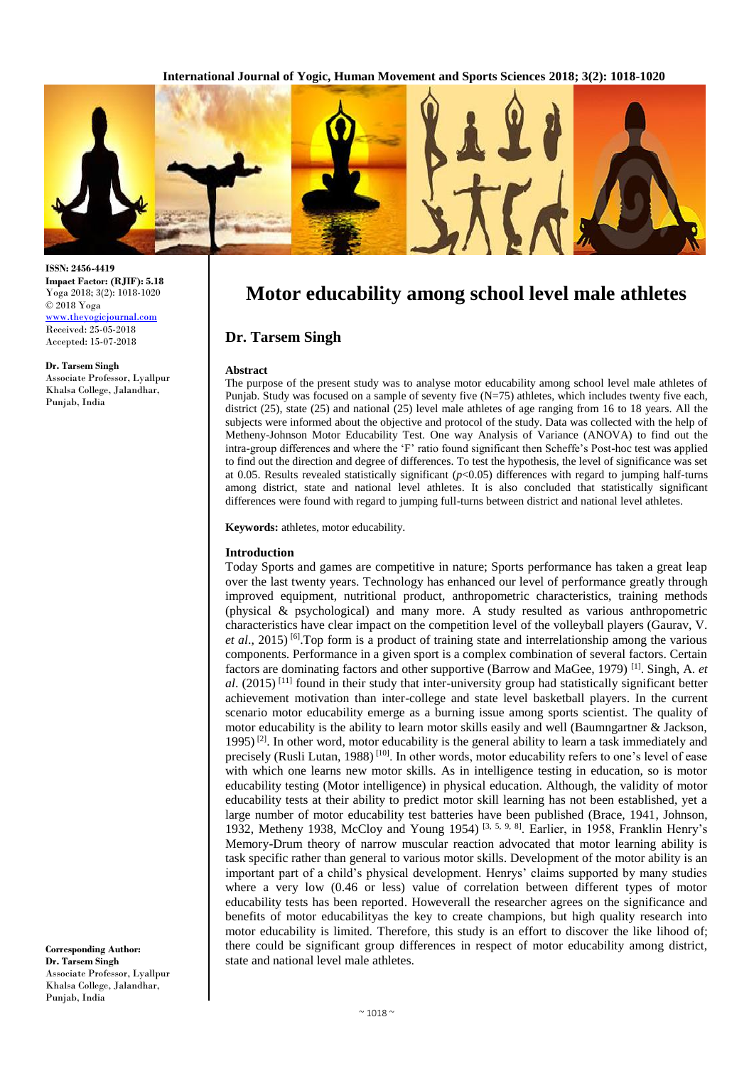ISSN: 2456-4419
**Impact Factor: (RJIF): 5.18**
Yoga 2018; 3(2): 1018-1020
© 2018 Yoga
www.theyogicjournal.com
Received: 25-05-2018
Accepted: 15-07-2018

**Dr. Tarsem Singh**
Associate Professor, Lyallpur Khalsa College, Jalandhar, Punjab, India

**Corresponding Author:**
**Dr. Tarsem Singh**
Associate Professor, Lyallpur Khalsa College, Jalandhar, Punjab, India

# Motor educability among school level male athletes

## Dr. Tarsem Singh

### Abstract

The purpose of the present study was to analyse motor educability among school level male athletes of Punjab. Study was focused on a sample of seventy five (N=75) athletes, which includes twenty five each, district (25), state (25) and national (25) level male athletes of age ranging from 16 to 18 years. All the subjects were informed about the objective and protocol of the study. Data was collected with the help of Metheny-Johnson Motor Educability Test. One way Analysis of Variance (ANOVA) to find out the intra-group differences and where the 'F' ratio found significant then Scheffe's Post-hoc test was applied to find out the direction and degree of differences. To test the hypothesis, the level of significance was set at 0.05. Results revealed statistically significant ($p<0.05$) differences with regard to jumping half-turns among district, state and national level athletes. It is also concluded that statistically significant differences were found with regard to jumping full-turns between district and national level athletes.

**Keywords:** athletes, motor educability.

### Introduction

Today Sports and games are competitive in nature; Sports performance has taken a great leap over the last twenty years. Technology has enhanced our level of performance greatly through improved equipment, nutritional product, anthropometric characteristics, training methods (physical & psychological) and many more. A study resulted as various anthropometric characteristics have clear impact on the competition level of the volleyball players (Gaurav, V. *et al*., 2015) [6].Top form is a product of training state and interrelationship among the various components. Performance in a given sport is a complex combination of several factors. Certain factors are dominating factors and other supportive (Barrow and MaGee, 1979) [1]. Singh, A. *et al*. (2015) [11] found in their study that inter-university group had statistically significant better achievement motivation than inter-college and state level basketball players. In the current scenario motor educability emerge as a burning issue among sports scientist. The quality of motor educability is the ability to learn motor skills easily and well (Baumngartner & Jackson, 1995) [2]. In other word, motor educability is the general ability to learn a task immediately and precisely (Rusli Lutan, 1988) [10]. In other words, motor educability refers to one's level of ease with which one learns new motor skills. As in intelligence testing in education, so is motor educability testing (Motor intelligence) in physical education. Although, the validity of motor educability tests at their ability to predict motor skill learning has not been established, yet a large number of motor educability test batteries have been published (Brace, 1941, Johnson, 1932, Metheny 1938, McCloy and Young 1954) [3, 5, 9, 8]. Earlier, in 1958, Franklin Henry's Memory-Drum theory of narrow muscular reaction advocated that motor learning ability is task specific rather than general to various motor skills. Development of the motor ability is an important part of a child's physical development. Henrys' claims supported by many studies where a very low (0.46 or less) value of correlation between different types of motor educability tests has been reported. Howeverall the researcher agrees on the significance and benefits of motor educabilityas the key to create champions, but high quality research into motor educability is limited. Therefore, this study is an effort to discover the like lihood of; there could be significant group differences in respect of motor educability among district, state and national level male athletes.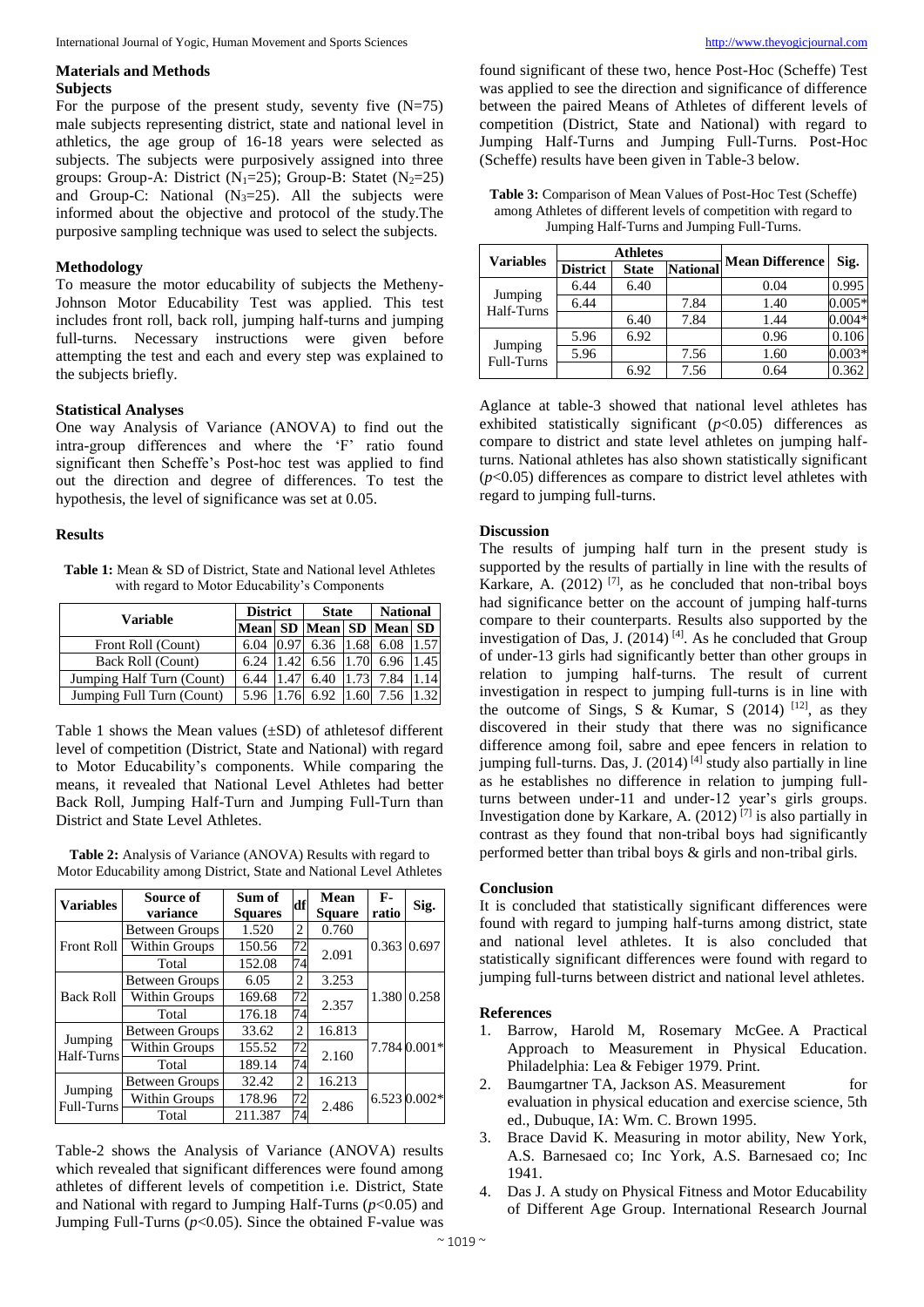## Materials and Methods

### Subjects

For the purpose of the present study, seventy five (N=75) male subjects representing district, state and national level in athletics, the age group of 16-18 years were selected as subjects. The subjects were purposively assigned into three groups: Group-A: District ($N_1$=25); Group-B: Statet ($N_2$=25) and Group-C: National ($N_3$=25). All the subjects were informed about the objective and protocol of the study.The purposive sampling technique was used to select the subjects.

### Methodology

To measure the motor educability of subjects the Metheny-Johnson Motor Educability Test was applied. This test includes front roll, back roll, jumping half-turns and jumping full-turns. Necessary instructions were given before attempting the test and each and every step was explained to the subjects briefly.

### Statistical Analyses

One way Analysis of Variance (ANOVA) to find out the intra-group differences and where the 'F' ratio found significant then Scheffe's Post-hoc test was applied to find out the direction and degree of differences. To test the hypothesis, the level of significance was set at 0.05.

## Results

**Table 1:** Mean & SD of District, State and National level Athletes with regard to Motor Educability's Components

| Variable | District | | State | | National | |
|---|---|---|---|---|---|---|
| | Mean | SD | Mean | SD | Mean | SD |
| Front Roll (Count) | 6.04 | 0.97 | 6.36 | 1.68 | 6.08 | 1.57 |
| Back Roll (Count) | 6.24 | 1.42 | 6.56 | 1.70 | 6.96 | 1.45 |
| Jumping Half Turn (Count) | 6.44 | 1.47 | 6.40 | 1.73 | 7.84 | 1.14 |
| Jumping Full Turn (Count) | 5.96 | 1.76 | 6.92 | 1.60 | 7.56 | 1.32 |

Table 1 shows the Mean values (±SD) of athletesof different level of competition (District, State and National) with regard to Motor Educability's components. While comparing the means, it revealed that National Level Athletes had better Back Roll, Jumping Half-Turn and Jumping Full-Turn than District and State Level Athletes.

**Table 2:** Analysis of Variance (ANOVA) Results with regard to Motor Educability among District, State and National Level Athletes

| Variables | Source of variance | Sum of Squares | df | Mean Square | F-ratio | Sig. |
|---|---|---|---|---|---|---|
| Front Roll | Between Groups | 1.520 | 2 | 0.760 | 0.363 | 0.697 |
| | Within Groups | 150.56 | 72 | 2.091 | | |
| | Total | 152.08 | 74 | | | |
| Back Roll | Between Groups | 6.05 | 2 | 3.253 | 1.380 | 0.258 |
| | Within Groups | 169.68 | 72 | 2.357 | | |
| | Total | 176.18 | 74 | | | |
| Jumping Half-Turns | Between Groups | 33.62 | 2 | 16.813 | 7.784 | 0.001* |
| | Within Groups | 155.52 | 72 | 2.160 | | |
| | Total | 189.14 | 74 | | | |
| Jumping Full-Turns | Between Groups | 32.42 | 2 | 16.213 | 6.523 | 0.002* |
| | Within Groups | 178.96 | 72 | 2.486 | | |
| | Total | 211.387 | 74 | | | |

Table-2 shows the Analysis of Variance (ANOVA) results which revealed that significant differences were found among athletes of different levels of competition i.e. District, State and National with regard to Jumping Half-Turns ($p$<0.05) and Jumping Full-Turns ($p$<0.05). Since the obtained F-value was found significant of these two, hence Post-Hoc (Scheffe) Test was applied to see the direction and significance of difference between the paired Means of Athletes of different levels of competition (District, State and National) with regard to Jumping Half-Turns and Jumping Full-Turns. Post-Hoc (Scheffe) results have been given in Table-3 below.

**Table 3:** Comparison of Mean Values of Post-Hoc Test (Scheffe) among Athletes of different levels of competition with regard to Jumping Half-Turns and Jumping Full-Turns.

| Variables | Athletes | | | Mean Difference | Sig. |
|---|---|---|---|---|---|
| | District | State | National | | |
| Jumping Half-Turns | 6.44 | 6.40 | | 0.04 | 0.995 |
| | 6.44 | | 7.84 | 1.40 | 0.005* |
| | | 6.40 | 7.84 | 1.44 | 0.004* |
| Jumping Full-Turns | 5.96 | 6.92 | | 0.96 | 0.106 |
| | 5.96 | | 7.56 | 1.60 | 0.003* |
| | | 6.92 | 7.56 | 0.64 | 0.362 |

Aglance at table-3 showed that national level athletes has exhibited statistically significant ($p$<0.05) differences as compare to district and state level athletes on jumping half-turns. National athletes has also shown statistically significant ($p$<0.05) differences as compare to district level athletes with regard to jumping full-turns.

## Discussion

The results of jumping half turn in the present study is supported by the results of partially in line with the results of Karkare, A. (2012) [7], as he concluded that non-tribal boys had significance better on the account of jumping half-turns compare to their counterparts. Results also supported by the investigation of Das, J. (2014) [4]. As he concluded that Group of under-13 girls had significantly better than other groups in relation to jumping half-turns. The result of current investigation in respect to jumping full-turns is in line with the outcome of Sings, S & Kumar, S (2014) [12], as they discovered in their study that there was no significance difference among foil, sabre and epee fencers in relation to jumping full-turns. Das, J. (2014) [4] study also partially in line as he establishes no difference in relation to jumping full-turns between under-11 and under-12 year's girls groups. Investigation done by Karkare, A. (2012) [7] is also partially in contrast as they found that non-tribal boys had significantly performed better than tribal boys & girls and non-tribal girls.

## Conclusion

It is concluded that statistically significant differences were found with regard to jumping half-turns among district, state and national level athletes. It is also concluded that statistically significant differences were found with regard to jumping full-turns between district and national level athletes.

## References

1. Barrow, Harold M, Rosemary McGee. A Practical Approach to Measurement in Physical Education. Philadelphia: Lea & Febiger 1979. Print.
2. Baumgartner TA, Jackson AS. Measurement for evaluation in physical education and exercise science, 5th ed., Dubuque, IA: Wm. C. Brown 1995.
3. Brace David K. Measuring in motor ability, New York, A.S. Barnesaed co; Inc York, A.S. Barnesaed co; Inc 1941.
4. Das J. A study on Physical Fitness and Motor Educability of Different Age Group. International Research Journal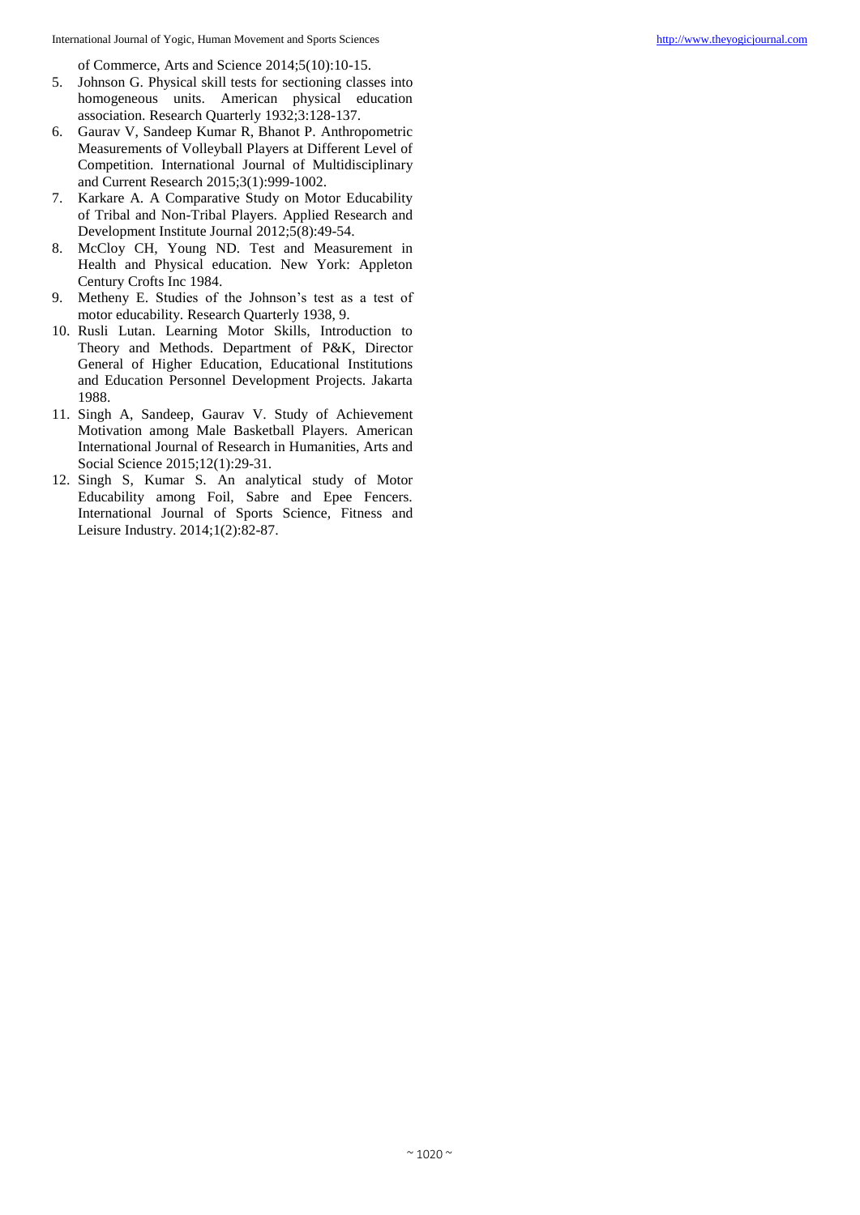of Commerce, Arts and Science 2014;5(10):10-15.

5. Johnson G. Physical skill tests for sectioning classes into homogeneous units. American physical education association. Research Quarterly 1932;3:128-137.
6. Gaurav V, Sandeep Kumar R, Bhanot P. Anthropometric Measurements of Volleyball Players at Different Level of Competition. International Journal of Multidisciplinary and Current Research 2015;3(1):999-1002.
7. Karkare A. A Comparative Study on Motor Educability of Tribal and Non-Tribal Players. Applied Research and Development Institute Journal 2012;5(8):49-54.
8. McCloy CH, Young ND. Test and Measurement in Health and Physical education. New York: Appleton Century Crofts Inc 1984.
9. Metheny E. Studies of the Johnson's test as a test of motor educability. Research Quarterly 1938, 9.
10. Rusli Lutan. Learning Motor Skills, Introduction to Theory and Methods. Department of P&K, Director General of Higher Education, Educational Institutions and Education Personnel Development Projects. Jakarta 1988.
11. Singh A, Sandeep, Gaurav V. Study of Achievement Motivation among Male Basketball Players. American International Journal of Research in Humanities, Arts and Social Science 2015;12(1):29-31.
12. Singh S, Kumar S. An analytical study of Motor Educability among Foil, Sabre and Epee Fencers. International Journal of Sports Science, Fitness and Leisure Industry. 2014;1(2):82-87.